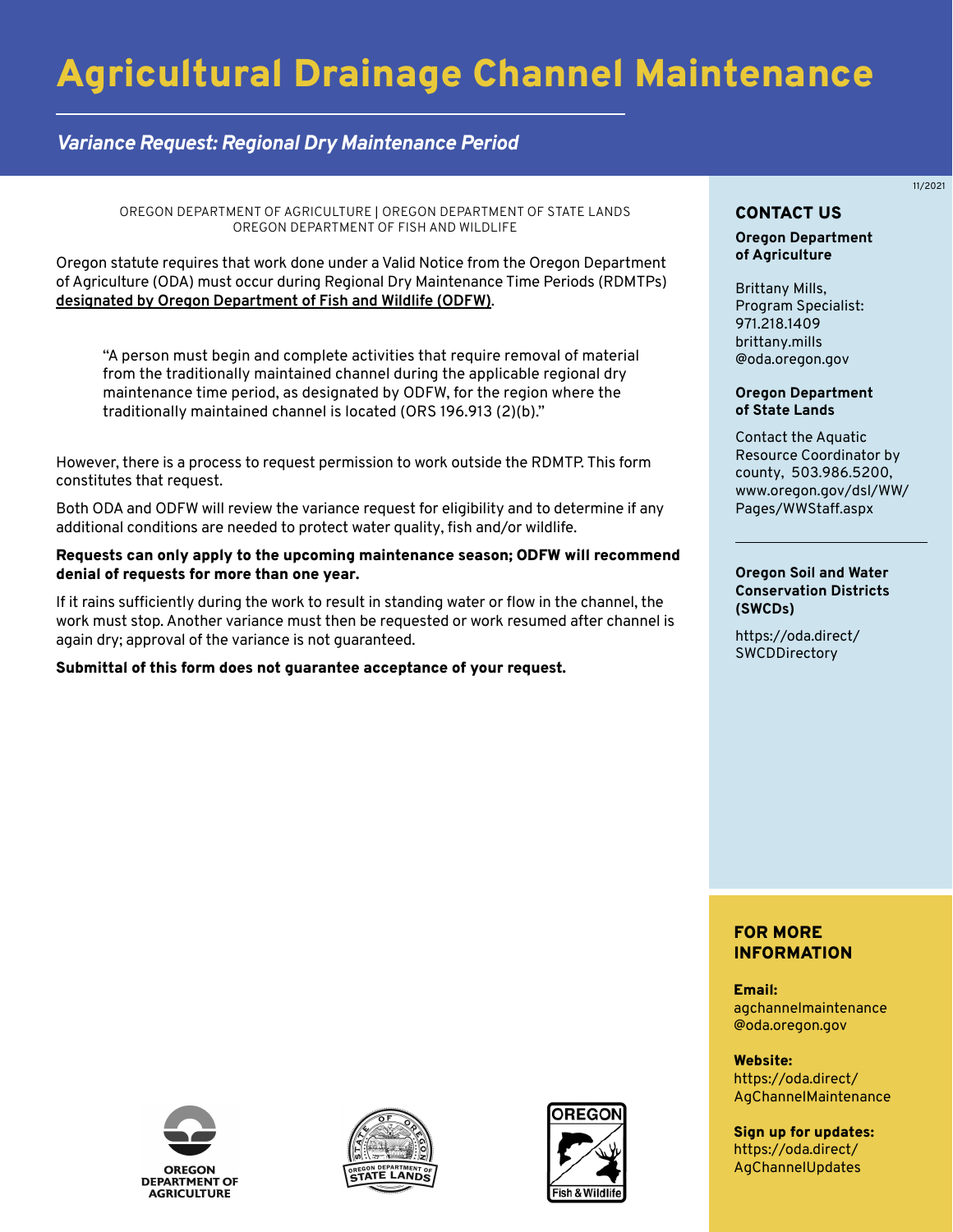# Agricultural Drainage Channel Maintenance

## *Variance Request: Regional Dry Maintenance Period*

11/2021

OREGON DEPARTMENT OF AGRICULTURE | OREGON DEPARTMENT OF STATE LANDS
OREGON DEPARTMENT OF FISH AND WILDLIFE

Oregon statute requires that work done under a Valid Notice from the Oregon Department of Agriculture (ODA) must occur during Regional Dry Maintenance Time Periods (RDMTPs) designated by Oregon Department of Fish and Wildlife (ODFW).

> "A person must begin and complete activities that require removal of material from the traditionally maintained channel during the applicable regional dry maintenance time period, as designated by ODFW, for the region where the traditionally maintained channel is located (ORS 196.913 (2)(b)."

However, there is a process to request permission to work outside the RDMTP. This form constitutes that request.

Both ODA and ODFW will review the variance request for eligibility and to determine if any additional conditions are needed to protect water quality, fish and/or wildlife.

**Requests can only apply to the upcoming maintenance season; ODFW will recommend denial of requests for more than one year.**

If it rains sufficiently during the work to result in standing water or flow in the channel, the work must stop. Another variance must then be requested or work resumed after channel is again dry; approval of the variance is not guaranteed.

**Submittal of this form does not guarantee acceptance of your request.**

OREGON DEPARTMENT OF AGRICULTURE

OREGON DEPARTMENT OF STATE LANDS

OREGON Fish & Wildlife

## CONTACT US

**Oregon Department of Agriculture**

Brittany Mills,
Program Specialist:
971.218.1409
brittany.mills@oda.oregon.gov

**Oregon Department of State Lands**

Contact the Aquatic Resource Coordinator by county, 503.986.5200, www.oregon.gov/dsl/WW/Pages/WWStaff.aspx

**Oregon Soil and Water Conservation Districts (SWCDs)**

https://oda.direct/SWCDDirectory

## FOR MORE INFORMATION

**Email:**
agchannelmaintenance@oda.oregon.gov

**Website:**
https://oda.direct/AgChannelMaintenance

**Sign up for updates:**
https://oda.direct/AgChannelUpdates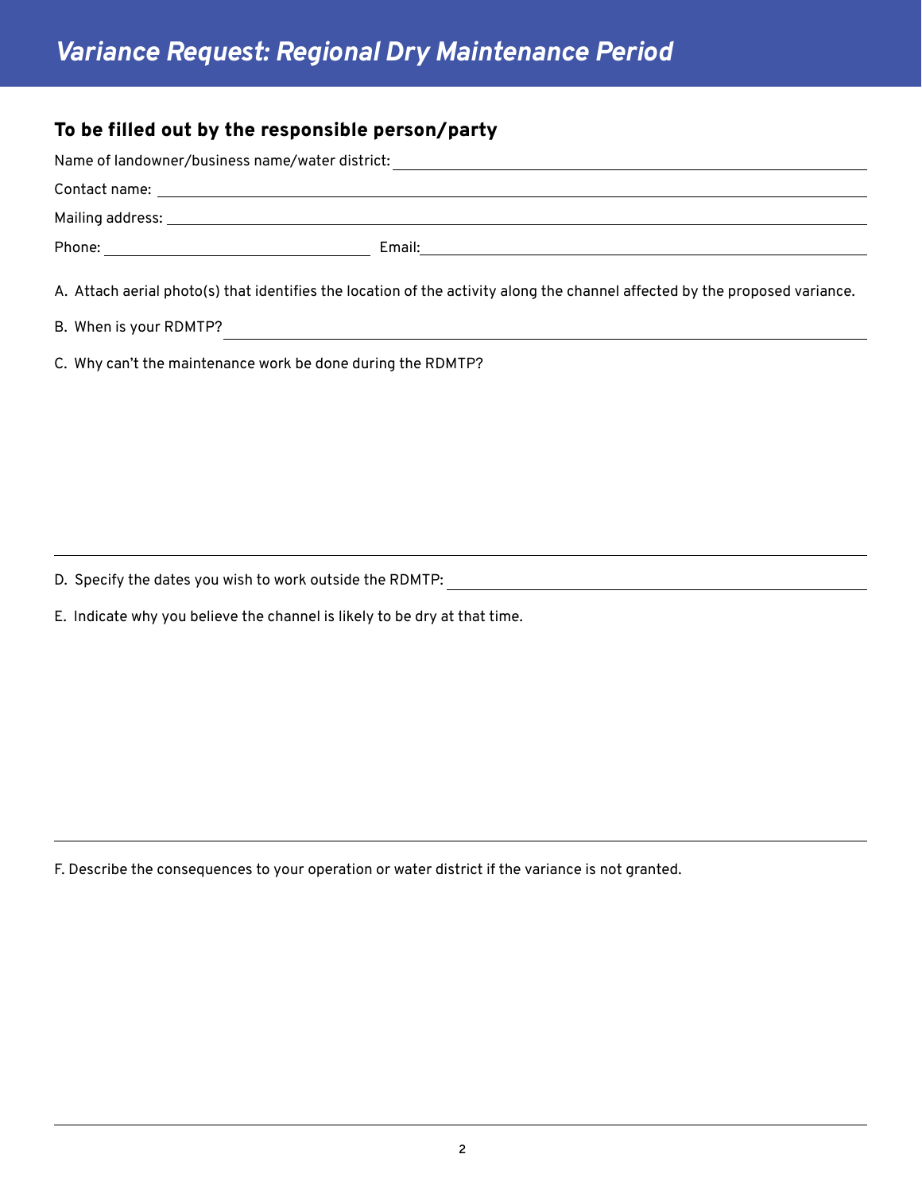# *Variance Request: Regional Dry Maintenance Period*

## To be filled out by the responsible person/party

Name of landowner/business name/water district: ______________________________

Contact name: ______________________________

Mailing address: ______________________________

Phone: ______________________________ Email: ______________________________

A. Attach aerial photo(s) that identifies the location of the activity along the channel affected by the proposed variance.

B. When is your RDMTP? ______________________________

C. Why can't the maintenance work be done during the RDMTP?

______________________________

D. Specify the dates you wish to work outside the RDMTP: ______________________________

E. Indicate why you believe the channel is likely to be dry at that time.

______________________________

F. Describe the consequences to your operation or water district if the variance is not granted.

______________________________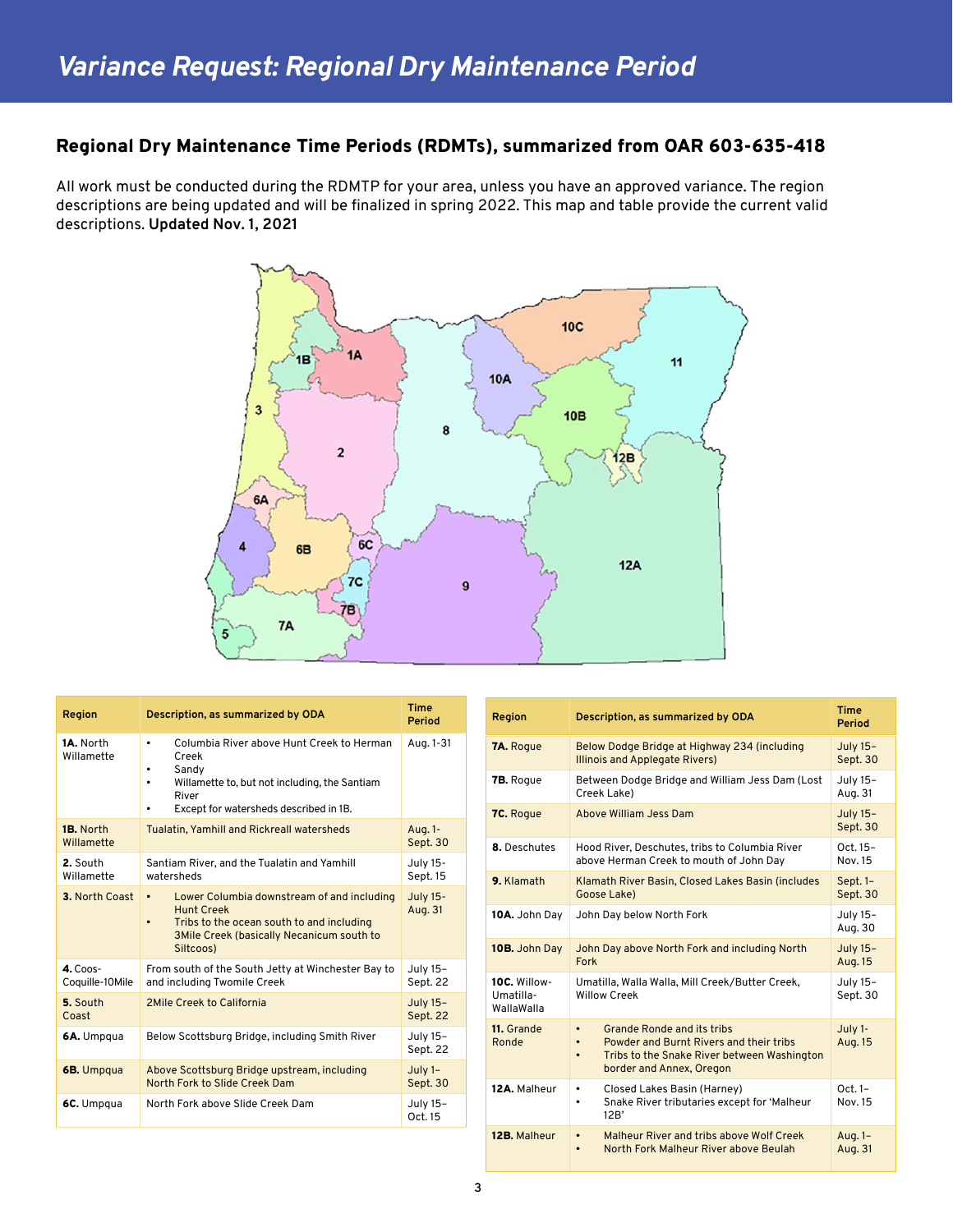# *Variance Request: Regional Dry Maintenance Period*

## Regional Dry Maintenance Time Periods (RDMTs), summarized from OAR 603-635-418

All work must be conducted during the RDMTP for your area, unless you have an approved variance. The region descriptions are being updated and will be finalized in spring 2022. This map and table provide the current valid descriptions. **Updated Nov. 1, 2021**

| Region | Description, as summarized by ODA | Time Period |
|---|---|---|
| **1A.** North Willamette | • Columbia River above Hunt Creek to Herman Creek<br>• Sandy<br>• Willamette to, but not including, the Santiam River<br>• Except for watersheds described in 1B. | Aug. 1-31 |
| **1B.** North Willamette | Tualatin, Yamhill and Rickreall watersheds | Aug. 1-Sept. 30 |
| **2.** South Willamette | Santiam River, and the Tualatin and Yamhill watersheds | July 15-Sept. 15 |
| **3.** North Coast | • Lower Columbia downstream of and including Hunt Creek<br>• Tribs to the ocean south to and including 3Mile Creek (basically Necanicum south to Siltcoos) | July 15-Aug. 31 |
| **4.** Coos-Coquille-10Mile | From south of the South Jetty at Winchester Bay to and including Twomile Creek | July 15–Sept. 22 |
| **5.** South Coast | 2Mile Creek to California | July 15–Sept. 22 |
| **6A.** Umpqua | Below Scottsburg Bridge, including Smith River | July 15–Sept. 22 |
| **6B.** Umpqua | Above Scottsburg Bridge upstream, including North Fork to Slide Creek Dam | July 1–Sept. 30 |
| **6C.** Umpqua | North Fork above Slide Creek Dam | July 15–Oct. 15 |
| **7A.** Rogue | Below Dodge Bridge at Highway 234 (including Illinois and Applegate Rivers) | July 15–Sept. 30 |
| **7B.** Rogue | Between Dodge Bridge and William Jess Dam (Lost Creek Lake) | July 15–Aug. 31 |
| **7C.** Rogue | Above William Jess Dam | July 15–Sept. 30 |
| **8.** Deschutes | Hood River, Deschutes, tribs to Columbia River above Herman Creek to mouth of John Day | Oct. 15–Nov. 15 |
| **9.** Klamath | Klamath River Basin, Closed Lakes Basin (includes Goose Lake) | Sept. 1–Sept. 30 |
| **10A.** John Day | John Day below North Fork | July 15–Aug. 30 |
| **10B.** John Day | John Day above North Fork and including North Fork | July 15–Aug. 15 |
| **10C.** Willow-Umatilla-WallaWalla | Umatilla, Walla Walla, Mill Creek/Butter Creek, Willow Creek | July 15–Sept. 30 |
| **11.** Grande Ronde | • Grande Ronde and its tribs<br>• Powder and Burnt Rivers and their tribs<br>• Tribs to the Snake River between Washington border and Annex, Oregon | July 1-Aug. 15 |
| **12A.** Malheur | • Closed Lakes Basin (Harney)<br>• Snake River tributaries except for 'Malheur 12B' | Oct. 1–Nov. 15 |
| **12B.** Malheur | • Malheur River and tribs above Wolf Creek<br>• North Fork Malheur River above Beulah | Aug. 1–Aug. 31 |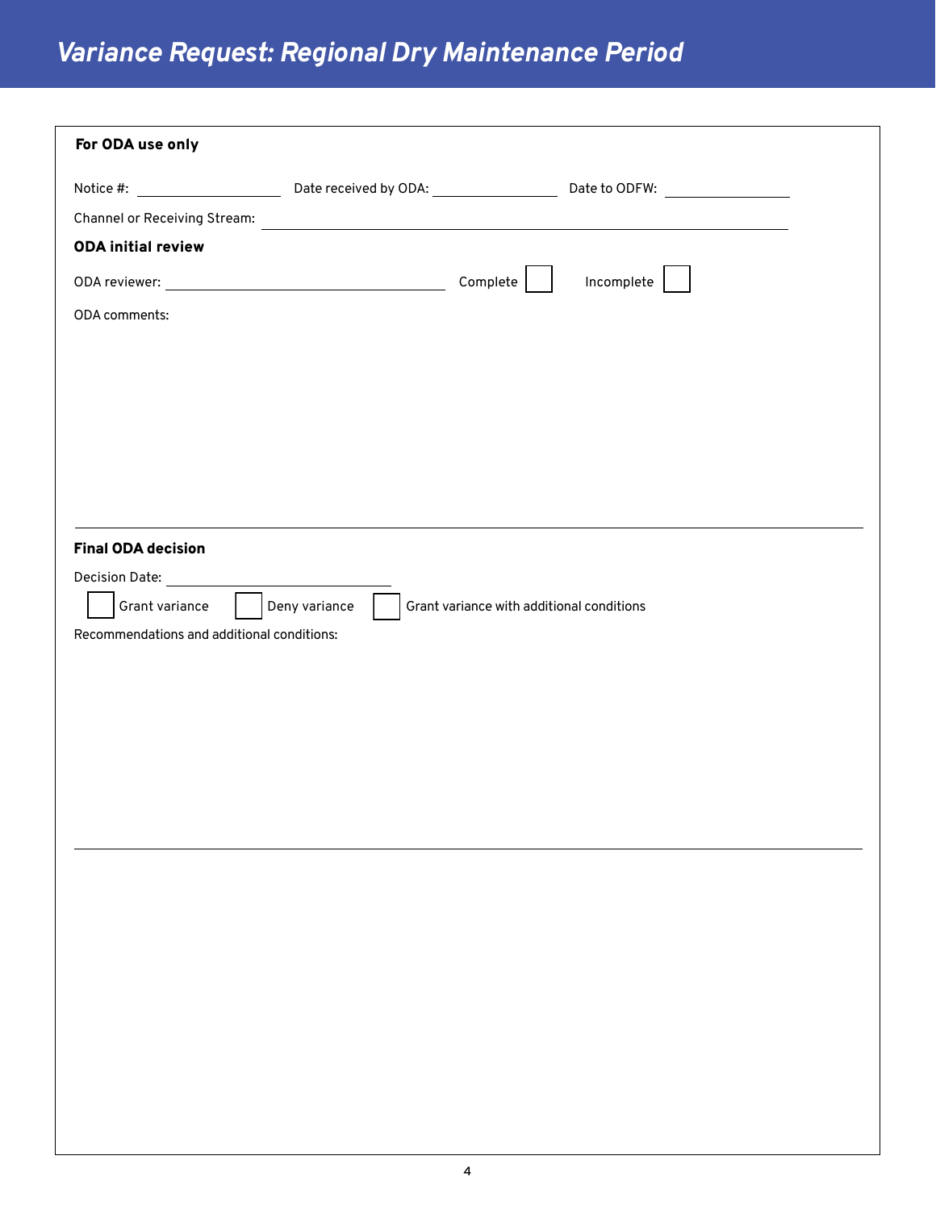# *Variance Request: Regional Dry Maintenance Period*

**For ODA use only**

Notice #: ____________ Date received by ODA: ____________ Date to ODFW: ____________

Channel or Receiving Stream: ________________________________________

**ODA initial review**

ODA reviewer: ____________________________ Complete ☐ Incomplete ☐

ODA comments:

---

**Final ODA decision**

Decision Date: ____________________

☐ Grant variance ☐ Deny variance ☐ Grant variance with additional conditions

Recommendations and additional conditions:

---